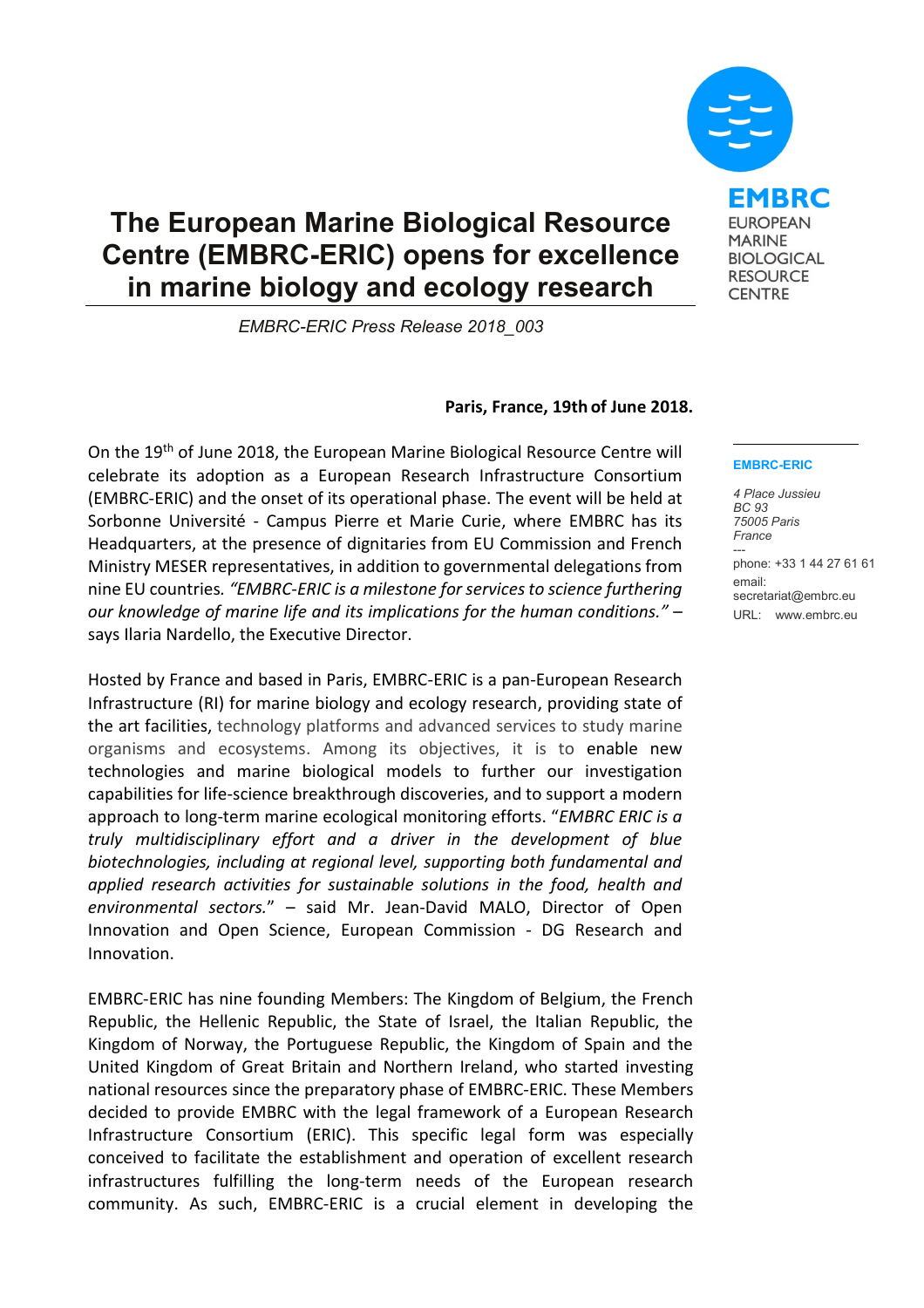# The European Marine Biological Resource Centre (EMBRC-ERIC) opens for excellence in marine biology and ecology research

*EMBRC-ERIC Press Release 2018_003*

EMBRC
EUROPEAN
MARINE
BIOLOGICAL
RESOURCE
CENTRE

**EMBRC-ERIC**

*4 Place Jussieu*
*BC 93*
*75005 Paris*
*France*

---

phone: +33 1 44 27 61 61
email: secretariat@embrc.eu
URL: www.embrc.eu

**Paris, France, 19th of June 2018.**

On the 19th of June 2018, the European Marine Biological Resource Centre will celebrate its adoption as a European Research Infrastructure Consortium (EMBRC-ERIC) and the onset of its operational phase. The event will be held at Sorbonne Université - Campus Pierre et Marie Curie, where EMBRC has its Headquarters, at the presence of dignitaries from EU Commission and French Ministry MESER representatives, in addition to governmental delegations from nine EU countries. *"EMBRC-ERIC is a milestone for services to science furthering our knowledge of marine life and its implications for the human conditions."* – says Ilaria Nardello, the Executive Director.

Hosted by France and based in Paris, EMBRC-ERIC is a pan-European Research Infrastructure (RI) for marine biology and ecology research, providing state of the art facilities, technology platforms and advanced services to study marine organisms and ecosystems. Among its objectives, it is to enable new technologies and marine biological models to further our investigation capabilities for life-science breakthrough discoveries, and to support a modern approach to long-term marine ecological monitoring efforts. "*EMBRC ERIC is a truly multidisciplinary effort and a driver in the development of blue biotechnologies, including at regional level, supporting both fundamental and applied research activities for sustainable solutions in the food, health and environmental sectors.*" – said Mr. Jean-David MALO, Director of Open Innovation and Open Science, European Commission - DG Research and Innovation.

EMBRC-ERIC has nine founding Members: The Kingdom of Belgium, the French Republic, the Hellenic Republic, the State of Israel, the Italian Republic, the Kingdom of Norway, the Portuguese Republic, the Kingdom of Spain and the United Kingdom of Great Britain and Northern Ireland, who started investing national resources since the preparatory phase of EMBRC-ERIC. These Members decided to provide EMBRC with the legal framework of a European Research Infrastructure Consortium (ERIC). This specific legal form was especially conceived to facilitate the establishment and operation of excellent research infrastructures fulfilling the long-term needs of the European research community. As such, EMBRC-ERIC is a crucial element in developing the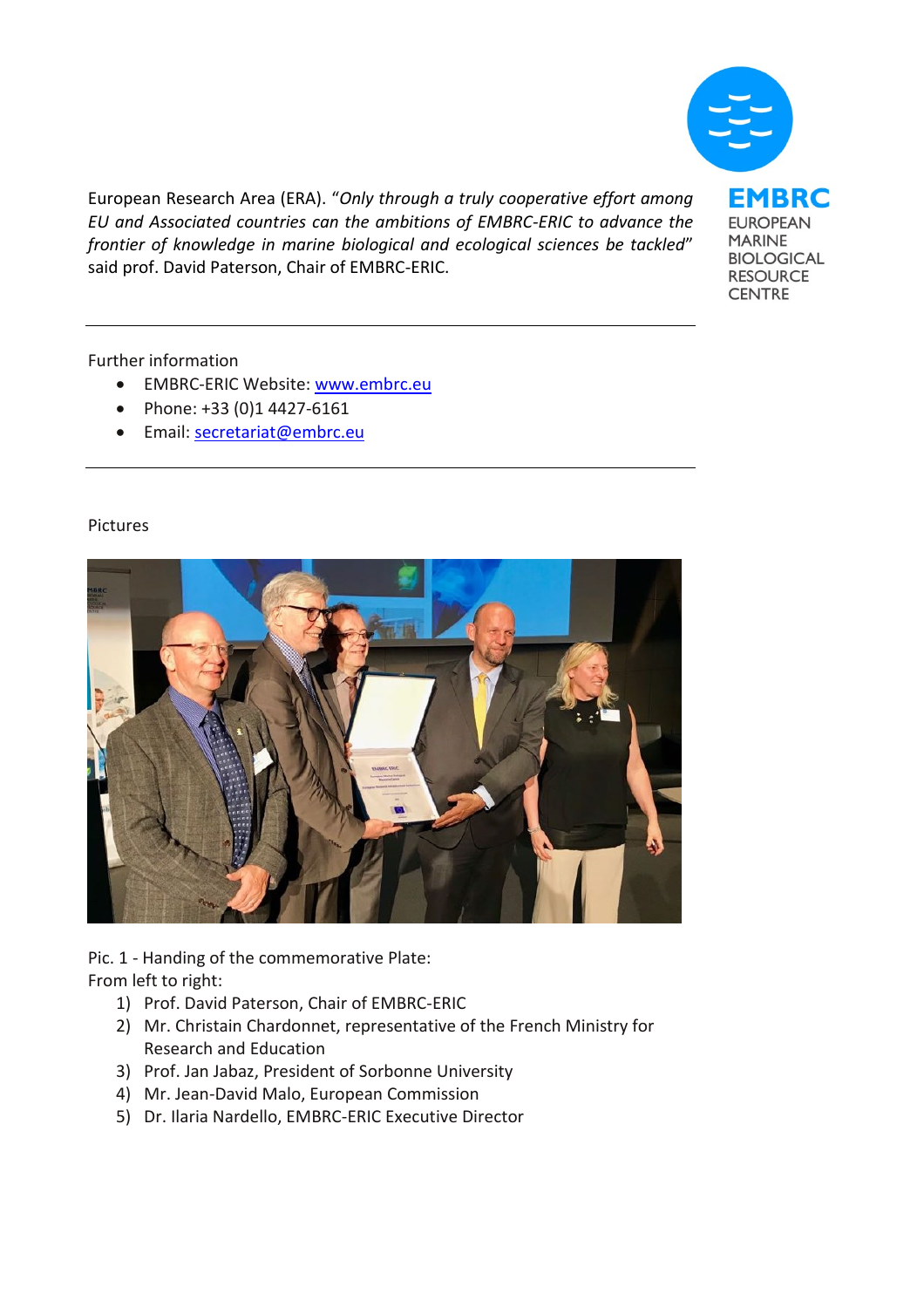European Research Area (ERA). "*Only through a truly cooperative effort among EU and Associated countries can the ambitions of EMBRC-ERIC to advance the frontier of knowledge in marine biological and ecological sciences be tackled*" said prof. David Paterson, Chair of EMBRC-ERIC.

---

Further information

- EMBRC-ERIC Website: [www.embrc.eu](www.embrc.eu)
- Phone: +33 (0)1 4427-6161
- Email: [secretariat@embrc.eu](mailto:secretariat@embrc.eu)

---

Pictures

Pic. 1 - Handing of the commemorative Plate:
From left to right:

1) Prof. David Paterson, Chair of EMBRC-ERIC
2) Mr. Christain Chardonnet, representative of the French Ministry for Research and Education
3) Prof. Jan Jabaz, President of Sorbonne University
4) Mr. Jean-David Malo, European Commission
5) Dr. Ilaria Nardello, EMBRC-ERIC Executive Director